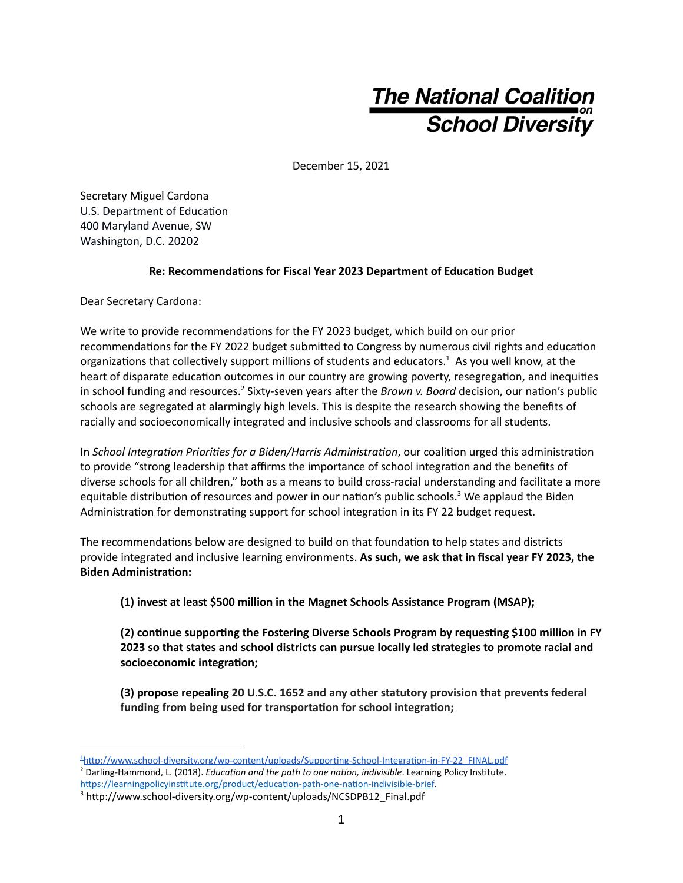**The National Coalition on School Diversity**

December 15, 2021

Secretary Miguel Cardona
U.S. Department of Education
400 Maryland Avenue, SW
Washington, D.C. 20202

**Re: Recommendations for Fiscal Year 2023 Department of Education Budget**

Dear Secretary Cardona:

We write to provide recommendations for the FY 2023 budget, which build on our prior recommendations for the FY 2022 budget submitted to Congress by numerous civil rights and education organizations that collectively support millions of students and educators.[1] As you well know, at the heart of disparate education outcomes in our country are growing poverty, resegregation, and inequities in school funding and resources.[2] Sixty-seven years after the *Brown v. Board* decision, our nation's public schools are segregated at alarmingly high levels. This is despite the research showing the benefits of racially and socioeconomically integrated and inclusive schools and classrooms for all students.

In *School Integration Priorities for a Biden/Harris Administration*, our coalition urged this administration to provide "strong leadership that affirms the importance of school integration and the benefits of diverse schools for all children," both as a means to build cross-racial understanding and facilitate a more equitable distribution of resources and power in our nation's public schools.[3] We applaud the Biden Administration for demonstrating support for school integration in its FY 22 budget request.

The recommendations below are designed to build on that foundation to help states and districts provide integrated and inclusive learning environments. **As such, we ask that in fiscal year FY 2023, the Biden Administration:**

> **(1) invest at least $500 million in the Magnet Schools Assistance Program (MSAP);**
>
> **(2) continue supporting the Fostering Diverse Schools Program by requesting $100 million in FY 2023 so that states and school districts can pursue locally led strategies to promote racial and socioeconomic integration;**
>
> **(3) propose repealing 20 U.S.C. 1652 and any other statutory provision that prevents federal funding from being used for transportation for school integration;**

---

[1] http://www.school-diversity.org/wp-content/uploads/Supporting-School-Integration-in-FY-22_FINAL.pdf

[2] Darling-Hammond, L. (2018). *Education and the path to one nation, indivisible*. Learning Policy Institute. https://learningpolicyinstitute.org/product/education-path-one-nation-indivisible-brief.

[3] http://www.school-diversity.org/wp-content/uploads/NCSDPB12_Final.pdf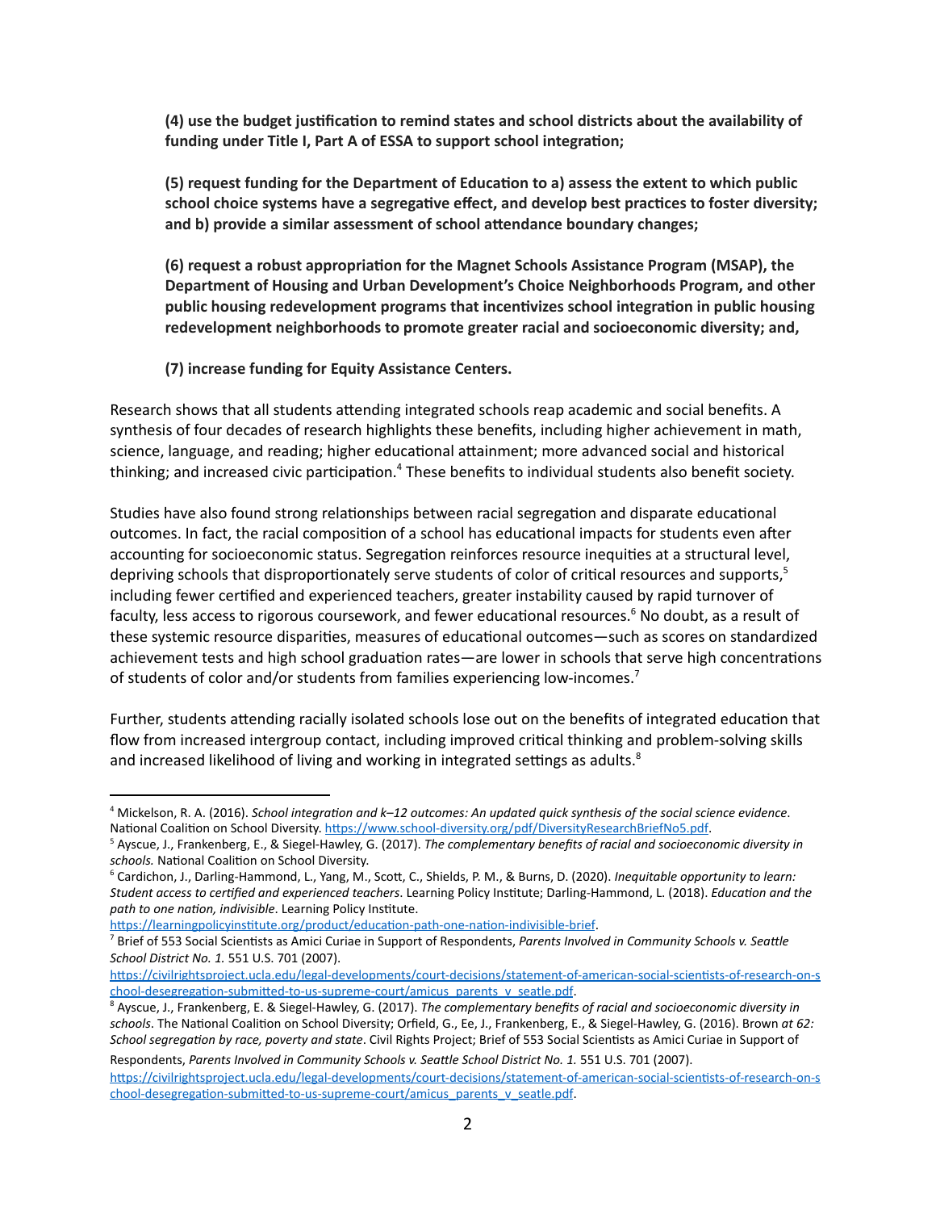**(4) use the budget justification to remind states and school districts about the availability of funding under Title I, Part A of ESSA to support school integration;**

**(5) request funding for the Department of Education to a) assess the extent to which public school choice systems have a segregative effect, and develop best practices to foster diversity; and b) provide a similar assessment of school attendance boundary changes;**

**(6) request a robust appropriation for the Magnet Schools Assistance Program (MSAP), the Department of Housing and Urban Development's Choice Neighborhoods Program, and other public housing redevelopment programs that incentivizes school integration in public housing redevelopment neighborhoods to promote greater racial and socioeconomic diversity; and,**

**(7) increase funding for Equity Assistance Centers.**

Research shows that all students attending integrated schools reap academic and social benefits. A synthesis of four decades of research highlights these benefits, including higher achievement in math, science, language, and reading; higher educational attainment; more advanced social and historical thinking; and increased civic participation.[4] These benefits to individual students also benefit society.

Studies have also found strong relationships between racial segregation and disparate educational outcomes. In fact, the racial composition of a school has educational impacts for students even after accounting for socioeconomic status. Segregation reinforces resource inequities at a structural level, depriving schools that disproportionately serve students of color of critical resources and supports,[5] including fewer certified and experienced teachers, greater instability caused by rapid turnover of faculty, less access to rigorous coursework, and fewer educational resources.[6] No doubt, as a result of these systemic resource disparities, measures of educational outcomes—such as scores on standardized achievement tests and high school graduation rates—are lower in schools that serve high concentrations of students of color and/or students from families experiencing low-incomes.[7]

Further, students attending racially isolated schools lose out on the benefits of integrated education that flow from increased intergroup contact, including improved critical thinking and problem-solving skills and increased likelihood of living and working in integrated settings as adults.[8]

---

[4] Mickelson, R. A. (2016). *School integration and k–12 outcomes: An updated quick synthesis of the social science evidence*. National Coalition on School Diversity. https://www.school-diversity.org/pdf/DiversityResearchBriefNo5.pdf.

[5] Ayscue, J., Frankenberg, E., & Siegel-Hawley, G. (2017). *The complementary benefits of racial and socioeconomic diversity in schools.* National Coalition on School Diversity.

[6] Cardichon, J., Darling-Hammond, L., Yang, M., Scott, C., Shields, P. M., & Burns, D. (2020). *Inequitable opportunity to learn: Student access to certified and experienced teachers*. Learning Policy Institute; Darling-Hammond, L. (2018). *Education and the path to one nation, indivisible*. Learning Policy Institute. https://learningpolicyinstitute.org/product/education-path-one-nation-indivisible-brief.

[7] Brief of 553 Social Scientists as Amici Curiae in Support of Respondents, *Parents Involved in Community Schools v. Seattle School District No. 1.* 551 U.S. 701 (2007). https://civilrightsproject.ucla.edu/legal-developments/court-decisions/statement-of-american-social-scientists-of-research-on-school-desegregation-submitted-to-us-supreme-court/amicus_parents_v_seatle.pdf.

[8] Ayscue, J., Frankenberg, E. & Siegel-Hawley, G. (2017). *The complementary benefits of racial and socioeconomic diversity in schools*. The National Coalition on School Diversity; Orfield, G., Ee, J., Frankenberg, E., & Siegel-Hawley, G. (2016). Brown *at 62: School segregation by race, poverty and state*. Civil Rights Project; Brief of 553 Social Scientists as Amici Curiae in Support of Respondents, *Parents Involved in Community Schools v. Seattle School District No. 1.* 551 U.S. 701 (2007). https://civilrightsproject.ucla.edu/legal-developments/court-decisions/statement-of-american-social-scientists-of-research-on-school-desegregation-submitted-to-us-supreme-court/amicus_parents_v_seatle.pdf.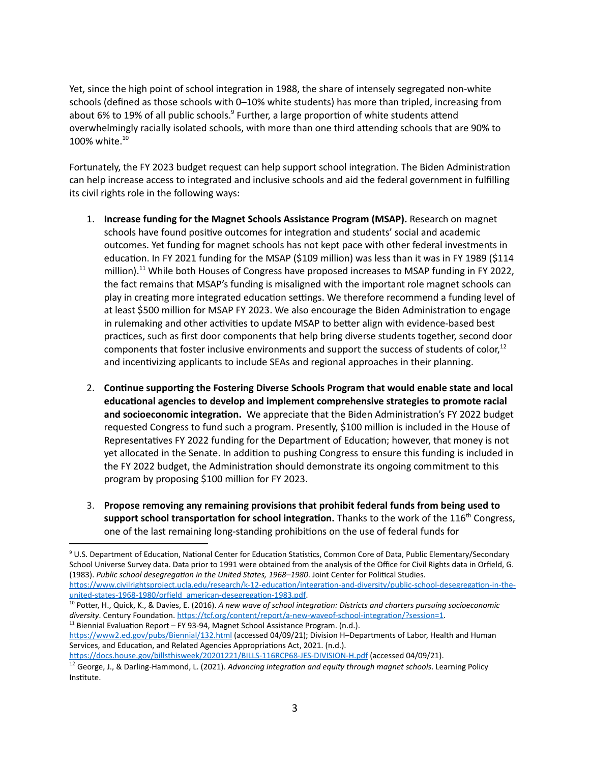Yet, since the high point of school integration in 1988, the share of intensely segregated non-white schools (defined as those schools with 0–10% white students) has more than tripled, increasing from about 6% to 19% of all public schools.[9] Further, a large proportion of white students attend overwhelmingly racially isolated schools, with more than one third attending schools that are 90% to 100% white.[10]

Fortunately, the FY 2023 budget request can help support school integration. The Biden Administration can help increase access to integrated and inclusive schools and aid the federal government in fulfilling its civil rights role in the following ways:

1. **Increase funding for the Magnet Schools Assistance Program (MSAP).** Research on magnet schools have found positive outcomes for integration and students' social and academic outcomes. Yet funding for magnet schools has not kept pace with other federal investments in education. In FY 2021 funding for the MSAP ($109 million) was less than it was in FY 1989 ($114 million).[11] While both Houses of Congress have proposed increases to MSAP funding in FY 2022, the fact remains that MSAP's funding is misaligned with the important role magnet schools can play in creating more integrated education settings. We therefore recommend a funding level of at least $500 million for MSAP FY 2023. We also encourage the Biden Administration to engage in rulemaking and other activities to update MSAP to better align with evidence-based best practices, such as first door components that help bring diverse students together, second door components that foster inclusive environments and support the success of students of color,[12] and incentivizing applicants to include SEAs and regional approaches in their planning.

2. **Continue supporting the Fostering Diverse Schools Program that would enable state and local educational agencies to develop and implement comprehensive strategies to promote racial and socioeconomic integration.** We appreciate that the Biden Administration's FY 2022 budget requested Congress to fund such a program. Presently, $100 million is included in the House of Representatives FY 2022 funding for the Department of Education; however, that money is not yet allocated in the Senate. In addition to pushing Congress to ensure this funding is included in the FY 2022 budget, the Administration should demonstrate its ongoing commitment to this program by proposing $100 million for FY 2023.

3. **Propose removing any remaining provisions that prohibit federal funds from being used to support school transportation for school integration.** Thanks to the work of the 116th Congress, one of the last remaining long-standing prohibitions on the use of federal funds for

---

[9] U.S. Department of Education, National Center for Education Statistics, Common Core of Data, Public Elementary/Secondary School Universe Survey data. Data prior to 1991 were obtained from the analysis of the Office for Civil Rights data in Orfield, G. (1983). *Public school desegregation in the United States, 1968–1980*. Joint Center for Political Studies. https://www.civilrightsproject.ucla.edu/research/k-12-education/integration-and-diversity/public-school-desegregation-in-the-united-states-1968-1980/orfield_american-desegregation-1983.pdf.

[10] Potter, H., Quick, K., & Davies, E. (2016). *A new wave of school integration: Districts and charters pursuing socioeconomic diversity*. Century Foundation. https://tcf.org/content/report/a-new-waveof-school-integration/?session=1.

[11] Biennial Evaluation Report – FY 93-94, Magnet School Assistance Program. (n.d.). https://www2.ed.gov/pubs/Biennial/132.html (accessed 04/09/21); Division H–Departments of Labor, Health and Human Services, and Education, and Related Agencies Appropriations Act, 2021. (n.d.). https://docs.house.gov/billsthisweek/20201221/BILLS-116RCP68-JES-DIVISION-H.pdf (accessed 04/09/21).

[12] George, J., & Darling-Hammond, L. (2021). *Advancing integration and equity through magnet schools*. Learning Policy Institute.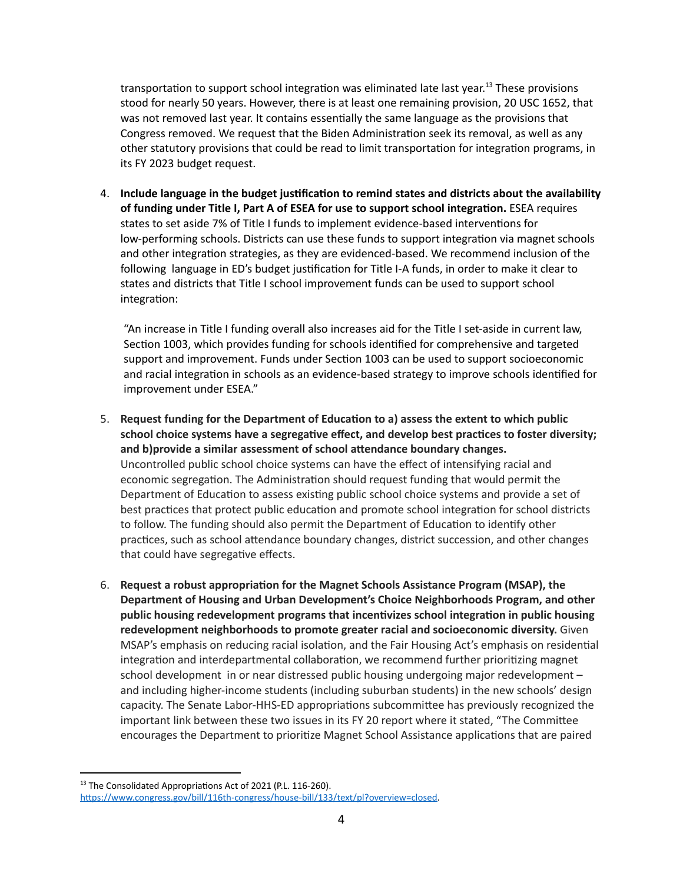transportation to support school integration was eliminated late last year.[13] These provisions stood for nearly 50 years. However, there is at least one remaining provision, 20 USC 1652, that was not removed last year. It contains essentially the same language as the provisions that Congress removed. We request that the Biden Administration seek its removal, as well as any other statutory provisions that could be read to limit transportation for integration programs, in its FY 2023 budget request.

4. **Include language in the budget justification to remind states and districts about the availability of funding under Title I, Part A of ESEA for use to support school integration.** ESEA requires states to set aside 7% of Title I funds to implement evidence-based interventions for low-performing schools. Districts can use these funds to support integration via magnet schools and other integration strategies, as they are evidenced-based. We recommend inclusion of the following language in ED's budget justification for Title I-A funds, in order to make it clear to states and districts that Title I school improvement funds can be used to support school integration:

   "An increase in Title I funding overall also increases aid for the Title I set-aside in current law, Section 1003, which provides funding for schools identified for comprehensive and targeted support and improvement. Funds under Section 1003 can be used to support socioeconomic and racial integration in schools as an evidence-based strategy to improve schools identified for improvement under ESEA."

5. **Request funding for the Department of Education to a) assess the extent to which public school choice systems have a segregative effect, and develop best practices to foster diversity; and b)provide a similar assessment of school attendance boundary changes.** Uncontrolled public school choice systems can have the effect of intensifying racial and economic segregation. The Administration should request funding that would permit the Department of Education to assess existing public school choice systems and provide a set of best practices that protect public education and promote school integration for school districts to follow. The funding should also permit the Department of Education to identify other practices, such as school attendance boundary changes, district succession, and other changes that could have segregative effects.

6. **Request a robust appropriation for the Magnet Schools Assistance Program (MSAP), the Department of Housing and Urban Development's Choice Neighborhoods Program, and other public housing redevelopment programs that incentivizes school integration in public housing redevelopment neighborhoods to promote greater racial and socioeconomic diversity.** Given MSAP's emphasis on reducing racial isolation, and the Fair Housing Act's emphasis on residential integration and interdepartmental collaboration, we recommend further prioritizing magnet school development in or near distressed public housing undergoing major redevelopment – and including higher-income students (including suburban students) in the new schools' design capacity. The Senate Labor-HHS-ED appropriations subcommittee has previously recognized the important link between these two issues in its FY 20 report where it stated, "The Committee encourages the Department to prioritize Magnet School Assistance applications that are paired

---

[13] The Consolidated Appropriations Act of 2021 (P.L. 116-260). https://www.congress.gov/bill/116th-congress/house-bill/133/text/pl?overview=closed.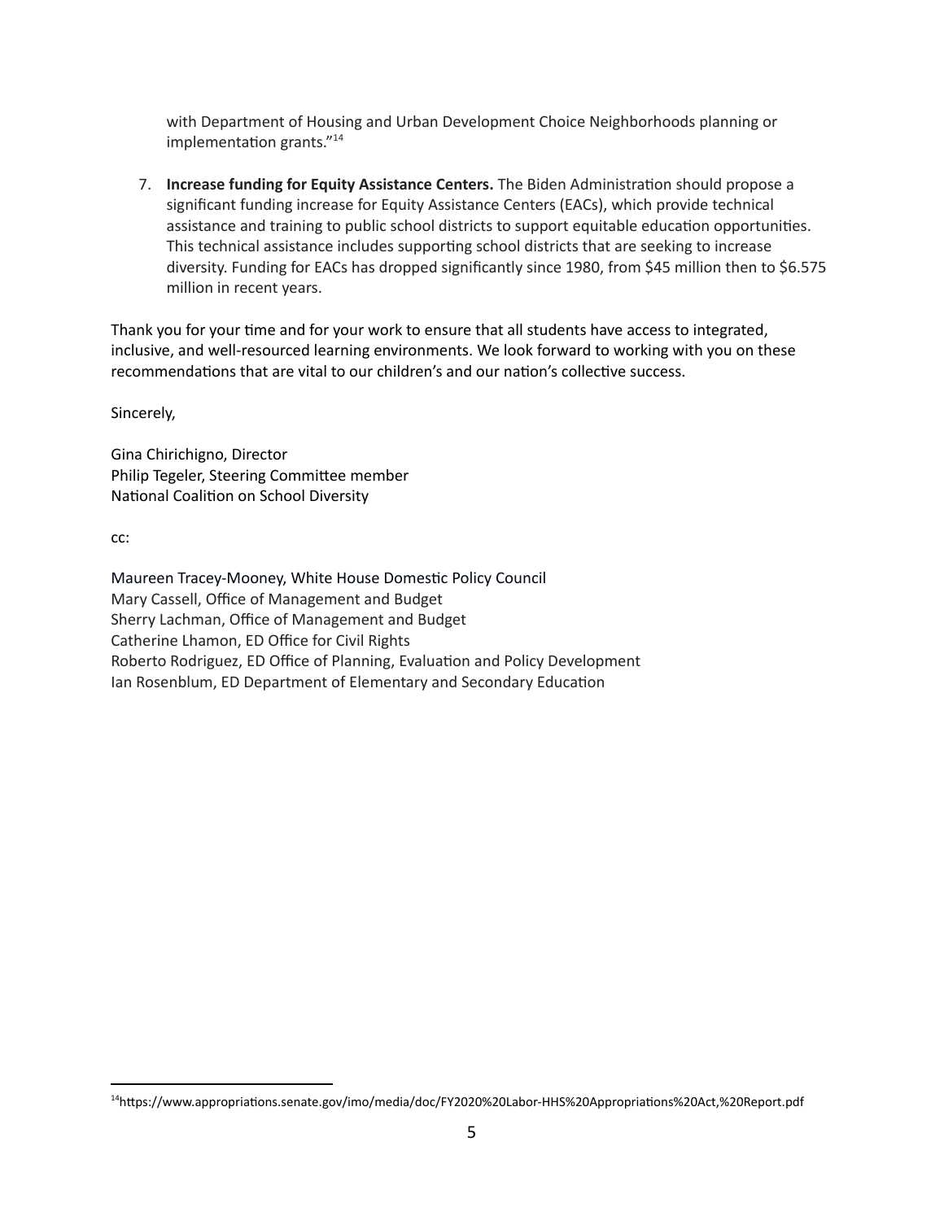with Department of Housing and Urban Development Choice Neighborhoods planning or implementation grants."[14]

7. **Increase funding for Equity Assistance Centers.** The Biden Administration should propose a significant funding increase for Equity Assistance Centers (EACs), which provide technical assistance and training to public school districts to support equitable education opportunities. This technical assistance includes supporting school districts that are seeking to increase diversity. Funding for EACs has dropped significantly since 1980, from $45 million then to $6.575 million in recent years.

Thank you for your time and for your work to ensure that all students have access to integrated, inclusive, and well-resourced learning environments. We look forward to working with you on these recommendations that are vital to our children's and our nation's collective success.

Sincerely,

Gina Chirichigno, Director
Philip Tegeler, Steering Committee member
National Coalition on School Diversity

cc:

Maureen Tracey-Mooney, White House Domestic Policy Council
Mary Cassell, Office of Management and Budget
Sherry Lachman, Office of Management and Budget
Catherine Lhamon, ED Office for Civil Rights
Roberto Rodriguez, ED Office of Planning, Evaluation and Policy Development
Ian Rosenblum, ED Department of Elementary and Secondary Education

---

[14] https://www.appropriations.senate.gov/imo/media/doc/FY2020%20Labor-HHS%20Appropriations%20Act,%20Report.pdf